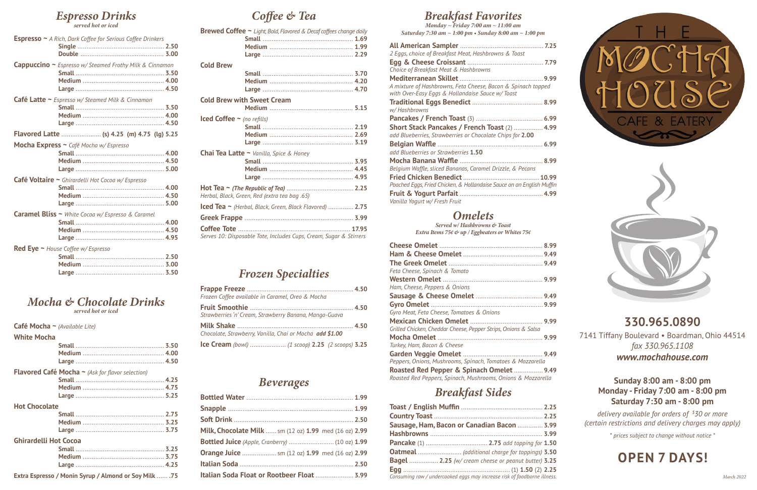## Espresso Drinks

*served hot or iced*

**Espresso** ~ *A Rich, Dark Coffee for Serious Coffee Drinkers*
- Single ... 2.50
- Double ... 3.00

**Cappuccino** ~ *Espresso w/ Steamed Frothy Milk & Cinnamon*
- Small ... 3.50
- Medium ... 4.00
- Large ... 4.50

**Café Latte** ~ *Espresso w/ Steamed Milk & Cinnamon*
- Small ... 3.50
- Medium ... 4.00
- Large ... 4.50

**Flavored Latte** ... (s) 4.25 (m) 4.75 (lg) 5.25

**Mocha Express** ~ *Café Mocha w/ Espresso*
- Small ... 4.00
- Medium ... 4.50
- Large ... 5.00

**Café Voltaire** ~ *Ghirardelli Hot Cocoa w/ Espresso*
- Small ... 4.00
- Medium ... 4.50
- Large ... 5.00

**Caramel Bliss** ~ *White Cocoa w/ Espresso & Caramel*
- Small ... 4.00
- Medium ... 4.50
- Large ... 4.95

**Red Eye** ~ *House Coffee w/ Espresso*
- Small ... 2.50
- Medium ... 3.00
- Large ... 3.50

## Mocha & Chocolate Drinks

*served hot or iced*

**Café Mocha** ~ *(Available Lite)*

**White Mocha**
- Small ... 3.50
- Medium ... 4.00
- Large ... 4.50

**Flavored Café Mocha** ~ *(Ask for flavor selection)*
- Small ... 4.25
- Medium ... 4.75
- Large ... 5.25

**Hot Chocolate**
- Small ... 2.75
- Medium ... 3.25
- Large ... 3.75

**Ghirardelli Hot Cocoa**
- Small ... 3.25
- Medium ... 3.75
- Large ... 4.25

**Extra Espresso / Monin Syrup / Almond or Soy Milk** ... .75

## Coffee & Tea

**Brewed Coffee** ~ *Light, Bold, Flavored & Decaf coffees change daily*
- Small ... 1.69
- Medium ... 1.99
- Large ... 2.29

**Cold Brew**
- Small ... 3.70
- Medium ... 4.20
- Large ... 4.70

**Cold Brew with Sweet Cream**
- Medium ... 5.15

**Iced Coffee** ~ *(no refills)*
- Small ... 2.19
- Medium ... 2.69
- Large ... 3.19

**Chai Tea Latte** ~ *Vanilla, Spice & Honey*
- Small ... 3.95
- Medium ... 4.45
- Large ... 4.95

**Hot Tea** ~ *(The Republic of Tea)* ... 2.25
*Herbal, Black, Green, Red (extra tea bag .65)*

**Iced Tea** ~ *(Herbal, Black, Green, Black Flavored)* ... 2.75

**Greek Frappe** ... 3.99

**Coffee Tote** ... 17.95
*Serves 10: Disposable Tote, Includes Cups, Cream, Sugar & Stirrers*

## Frozen Specialties

**Frappe Freeze** ... 4.50
*Frozen Coffee available in Caramel, Oreo & Mocha*

**Fruit Smoothie** ... 4.50
*Strawberries 'n' Cream, Strawberry Banana, Mango-Guava*

**Milk Shake** ... 4.50
*Chocolate, Strawberry, Vanilla, Chai or Mocha* ***add $1.00***

**Ice Cream** *(bowl)* ... *(1 scoop)* **2.25** *(2 scoops)* **3.25**

## Beverages

**Bottled Water** ... 1.99

**Snapple** ... 1.99

**Soft Drink** ... 2.50

**Milk, Chocolate Milk** ... sm (12 oz) **1.99** med (16 oz) **2.99**

**Bottled Juice** *(Apple, Cranberry)* ... (10 oz) **1.99**

**Orange Juice** ... sm (12 oz) **1.99** med (16 oz) **2.99**

**Italian Soda** ... 2.50

**Italian Soda Float or Rootbeer Float** ... 3.99

## Breakfast Favorites

*Monday ~ Friday 7:00 am ~ 11:00 am*
*Saturday 7:30 am ~ 1:00 pm • Sunday 8:00 am ~ 1:00 pm*

**All American Sampler** ... 7.25
*2 Eggs, choice of Breakfast Meat, Hashbrowns & Toast*

**Egg & Cheese Croissant** ... 7.79
*Choice of Breakfast Meat & Hashbrowns*

**Mediterranean Skillet** ... 9.99
*A mixture of Hashbrowns, Feta Cheese, Bacon & Spinach topped with Over-Easy Eggs & Hollandaise Sauce w/ Toast*

**Traditional Eggs Benedict** ... 8.99
*w/ Hashbrowns*

**Pancakes / French Toast** (3) ... 6.99

**Short Stack Pancakes / French Toast** (2) ... 4.99
*add Blueberries, Strawberries or Chocolate Chips for* **2.00**

**Belgian Waffle** ... 6.99
*add Blueberries or Strawberries* **1.50**

**Mocha Banana Waffle** ... 8.99
*Belgium Waffle, sliced Bananas, Caramel Drizzle, & Pecans*

**Fried Chicken Benedict** ... 10.99
*Poached Eggs, Fried Chicken, & Hollandaise Sauce on an English Muffin*

**Fruit & Yogurt Parfait** ... 4.99
*Vanilla Yogurt w/ Fresh Fruit*

## Omelets

*Served w/ Hashbrowns & Toast*
*Extra Items 75¢ & up / Eggbeaters or Whites 75¢*

**Cheese Omelet** ... 8.99

**Ham & Cheese Omelet** ... 9.49

**The Greek Omelet** ... 9.49
*Feta Cheese, Spinach & Tomato*

**Western Omelet** ... 9.99
*Ham, Cheese, Peppers & Onions*

**Sausage & Cheese Omelet** ... 9.49

**Gyro Omelet** ... 9.99
*Gyro Meat, Feta Cheese, Tomatoes & Onions*

**Mexican Chicken Omelet** ... 9.99
*Grilled Chicken, Cheddar Cheese, Pepper Strips, Onions & Salsa*

**Mocha Omelet** ... 9.99
*Turkey, Ham, Bacon & Cheese*

**Garden Veggie Omelet** ... 9.49
*Peppers, Onions, Mushrooms, Spinach, Tomatoes & Mozzarella*

**Roasted Red Pepper & Spinach Omelet** ... 9.49
*Roasted Red Peppers, Spinach, Mushrooms, Onions & Mozzarella*

## Breakfast Sides

**Toast / English Muffin** ... 2.25

**Country Toast** ... 2.25

**Sausage, Ham, Bacon or Canadian Bacon** ... 3.99

**Hashbrowns** ... 3.99

**Pancake** (1) ... **2.75** *add topping for* **1.50**

**Oatmeal** ... *(additional charge for toppings)* **3.50**

**Bagel** ... **2.25** *(w/ cream cheese or peanut butter)* **3.25**

**Egg** ... (1) **1.50** (2) **2.25**

*Consuming raw / undercooked eggs may increase risk of foodborne illness.*

# THE MOCHA HOUSE
CAFE & EATERY

## 330.965.0890

7141 Tiffany Boulevard • Boardman, Ohio 44514
*fax 330.965.1108*
***www.mochahouse.com***

**Sunday 8:00 am - 8:00 pm**
**Monday - Friday 7:00 am - 8:00 pm**
**Saturday 7:30 am - 8:00 pm**

*delivery available for orders of $30 or more (certain restrictions and delivery charges may apply)*

*\* prices subject to change without notice \**

## OPEN 7 DAYS!

*March 2022*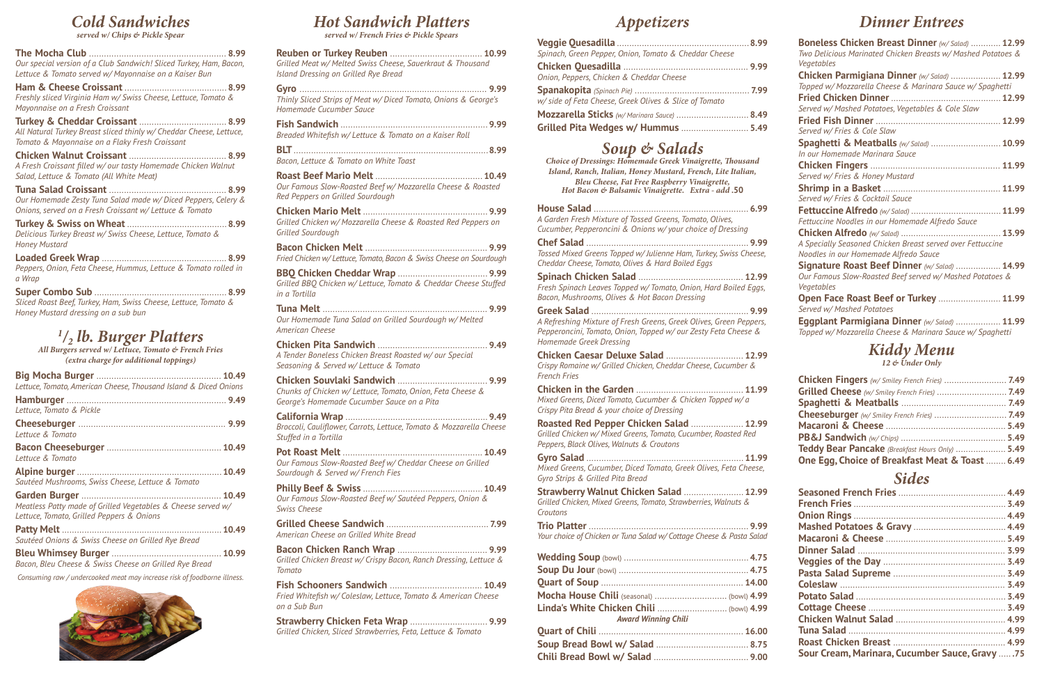## *Cold Sandwiches*

*served w/ Chips & Pickle Spear*

**The Mocha Club** .......... 8.99
*Our special version of a Club Sandwich! Sliced Turkey, Ham, Bacon, Lettuce & Tomato served w/ Mayonnaise on a Kaiser Bun*

**Ham & Cheese Croissant** .......... 8.99
*Freshly sliced Virginia Ham w/ Swiss Cheese, Lettuce, Tomato & Mayonnaise on a Fresh Croissant*

**Turkey & Cheddar Croissant** .......... 8.99
*All Natural Turkey Breast sliced thinly w/ Cheddar Cheese, Lettuce, Tomato & Mayonnaise on a Flaky Fresh Croissant*

**Chicken Walnut Croissant** .......... 8.99
*A Fresh Croissant filled w/ our tasty Homemade Chicken Walnut Salad, Lettuce & Tomato (All White Meat)*

**Tuna Salad Croissant** .......... 8.99
*Our Homemade Zesty Tuna Salad made w/ Diced Peppers, Celery & Onions, served on a Fresh Croissant w/ Lettuce & Tomato*

**Turkey & Swiss on Wheat** .......... 8.99
*Delicious Turkey Breast w/ Swiss Cheese, Lettuce, Tomato & Honey Mustard*

**Loaded Greek Wrap** .......... 8.99
*Peppers, Onion, Feta Cheese, Hummus, Lettuce & Tomato rolled in a Wrap*

**Super Combo Sub** .......... 8.99
*Sliced Roast Beef, Turkey, Ham, Swiss Cheese, Lettuce, Tomato & Honey Mustard dressing on a sub bun*

## *1/2 lb. Burger Platters*

*All Burgers served w/ Lettuce, Tomato & French Fries (extra charge for additional toppings)*

**Big Mocha Burger** .......... 10.49
*Lettuce, Tomato, American Cheese, Thousand Island & Diced Onions*

**Hamburger** .......... 9.49
*Lettuce, Tomato & Pickle*

**Cheeseburger** .......... 9.99
*Lettuce & Tomato*

**Bacon Cheeseburger** .......... 10.49
*Lettuce & Tomato*

**Alpine burger** .......... 10.49
*Sautéed Mushrooms, Swiss Cheese, Lettuce & Tomato*

**Garden Burger** .......... 10.49
*Meatless Patty made of Grilled Vegetables & Cheese served w/ Lettuce, Tomato, Grilled Peppers & Onions*

**Patty Melt** .......... 10.49
*Sautéed Onions & Swiss Cheese on Grilled Rye Bread*

**Bleu Whimsey Burger** .......... 10.99
*Bacon, Bleu Cheese & Swiss Cheese on Grilled Rye Bread*

*Consuming raw / undercooked meat may increase risk of foodborne illness.*

## *Hot Sandwich Platters*

*served w/ French Fries & Pickle Spears*

**Reuben or Turkey Reuben** .......... 10.99
*Grilled Meat w/ Melted Swiss Cheese, Sauerkraut & Thousand Island Dressing on Grilled Rye Bread*

**Gyro** .......... 9.99
*Thinly Sliced Strips of Meat w/ Diced Tomato, Onions & George's Homemade Cucumber Sauce*

**Fish Sandwich** .......... 9.99
*Breaded Whitefish w/ Lettuce & Tomato on a Kaiser Roll*

**BLT** .......... 8.99
*Bacon, Lettuce & Tomato on White Toast*

**Roast Beef Mario Melt** .......... 10.49
*Our Famous Slow-Roasted Beef w/ Mozzarella Cheese & Roasted Red Peppers on Grilled Sourdough*

**Chicken Mario Melt** .......... 9.99
*Grilled Chicken w/ Mozzarella Cheese & Roasted Red Peppers on Grilled Sourdough*

**Bacon Chicken Melt** .......... 9.99
*Fried Chicken w/ Lettuce, Tomato, Bacon & Swiss Cheese on Sourdough*

**BBQ Chicken Cheddar Wrap** .......... 9.99
*Grilled BBQ Chicken w/ Lettuce, Tomato & Cheddar Cheese Stuffed in a Tortilla*

**Tuna Melt** .......... 9.99
*Our Homemade Tuna Salad on Grilled Sourdough w/ Melted American Cheese*

**Chicken Pita Sandwich** .......... 9.49
*A Tender Boneless Chicken Breast Roasted w/ our Special Seasoning & Served w/ Lettuce & Tomato*

**Chicken Souvlaki Sandwich** .......... 9.99
*Chunks of Chicken w/ Lettuce, Tomato, Onion, Feta Cheese & George's Homemade Cucumber Sauce on a Pita*

**California Wrap** .......... 9.49
*Broccoli, Cauliflower, Carrots, Lettuce, Tomato & Mozzarella Cheese Stuffed in a Tortilla*

**Pot Roast Melt** .......... 10.49
*Our Famous Slow-Roasted Beef w/ Cheddar Cheese on Grilled Sourdough & Served w/ French Fies*

**Philly Beef & Swiss** .......... 10.49
*Our Famous Slow-Roasted Beef w/ Sautéed Peppers, Onion & Swiss Cheese*

**Grilled Cheese Sandwich** .......... 7.99
*American Cheese on Grilled White Bread*

**Bacon Chicken Ranch Wrap** .......... 9.99
*Grilled Chicken Breast w/ Crispy Bacon, Ranch Dressing, Lettuce & Tomato*

**Fish Schooners Sandwich** .......... 10.49
*Fried Whitefish w/ Coleslaw, Lettuce, Tomato & American Cheese on a Sub Bun*

**Strawberry Chicken Feta Wrap** .......... 9.99
*Grilled Chicken, Sliced Strawberries, Feta, Lettuce & Tomato*

## *Appetizers*

**Veggie Quesadilla** .......... 8.99
*Spinach, Green Pepper, Onion, Tomato & Cheddar Cheese*

**Chicken Quesadilla** .......... 9.99
*Onion, Peppers, Chicken & Cheddar Cheese*

**Spanakopita** *(Spinach Pie)* .......... 7.99
*w/ side of Feta Cheese, Greek Olives & Slice of Tomato*

**Mozzarella Sticks** *(w/ Marinara Sauce)* .......... 8.49

**Grilled Pita Wedges w/ Hummus** .......... 5.49

## *Soup & Salads*

*Choice of Dressings: Homemade Greek Vinaigrette, Thousand Island, Ranch, Italian, Honey Mustard, French, Lite Italian, Bleu Cheese, Fat Free Raspberry Vinaigrette, Hot Bacon & Balsamic Vinaigrette. Extra - add .50*

**House Salad** .......... 6.99
*A Garden Fresh Mixture of Tossed Greens, Tomato, Olives, Cucumber, Pepperoncini & Onions w/ your choice of Dressing*

**Chef Salad** .......... 9.99
*Tossed Mixed Greens Topped w/ Julienne Ham, Turkey, Swiss Cheese, Cheddar Cheese, Tomato, Olives & Hard Boiled Eggs*

**Spinach Chicken Salad** .......... 12.99
*Fresh Spinach Leaves Topped w/ Tomato, Onion, Hard Boiled Eggs, Bacon, Mushrooms, Olives & Hot Bacon Dressing*

**Greek Salad** .......... 9.99
*A Refreshing Mixture of Fresh Greens, Greek Olives, Green Peppers, Pepperoncini, Tomato, Onion, Topped w/ our Zesty Feta Cheese & Homemade Greek Dressing*

**Chicken Caesar Deluxe Salad** .......... 12.99
*Crispy Romaine w/ Grilled Chicken, Cheddar Cheese, Cucumber & French Fries*

**Chicken in the Garden** .......... 11.99
*Mixed Greens, Diced Tomato, Cucumber & Chicken Topped w/ a Crispy Pita Bread & your choice of Dressing*

**Roasted Red Pepper Chicken Salad** .......... 12.99
*Grilled Chicken w/ Mixed Greens, Tomato, Cucumber, Roasted Red Peppers, Black Olives, Walnuts & Croutons*

**Gyro Salad** .......... 11.99
*Mixed Greens, Cucumber, Diced Tomato, Greek Olives, Feta Cheese, Gyro Strips & Grilled Pita Bread*

**Strawberry Walnut Chicken Salad** .......... 12.99
*Grilled Chicken, Mixed Greens, Tomato, Strawberries, Walnuts & Croutons*

**Trio Platter** .......... 9.99
*Your choice of Chicken or Tuna Salad w/ Cottage Cheese & Pasta Salad*

**Wedding Soup** (bowl) .......... 4.75

**Soup Du Jour** (bowl) .......... 4.75

**Quart of Soup** .......... 14.00

**Mocha House Chili** (seasonal) .......... (bowl) 4.99

**Linda's White Chicken Chili** .......... (bowl) 4.99
*Award Winning Chili*

**Quart of Chili** .......... 16.00

**Soup Bread Bowl w/ Salad** .......... 8.75

**Chili Bread Bowl w/ Salad** .......... 9.00

## *Dinner Entrees*

**Boneless Chicken Breast Dinner** *(w/ Salad)* .......... 12.99
*Two Delicious Marinated Chicken Breasts w/ Mashed Potatoes & Vegetables*

**Chicken Parmigiana Dinner** *(w/ Salad)* .......... 12.99
*Topped w/ Mozzarella Cheese & Marinara Sauce w/ Spaghetti*

**Fried Chicken Dinner** .......... 12.99
*Served w/ Mashed Potatoes, Vegetables & Cole Slaw*

**Fried Fish Dinner** .......... 12.99
*Served w/ Fries & Cole Slaw*

**Spaghetti & Meatballs** *(w/ Salad)* .......... 10.99
*In our Homemade Marinara Sauce*

**Chicken Fingers** .......... 11.99
*Served w/ Fries & Honey Mustard*

**Shrimp in a Basket** .......... 11.99
*Served w/ Fries & Cocktail Sauce*

**Fettuccine Alfredo** *(w/ Salad)* .......... 11.99
*Fettuccine Noodles in our Homemade Alfredo Sauce*

**Chicken Alfredo** *(w/ Salad)* .......... 13.99
*A Specially Seasoned Chicken Breast served over Fettuccine Noodles in our Homemade Alfredo Sauce*

**Signature Roast Beef Dinner** *(w/ Salad)* .......... 14.99
*Our Famous Slow-Roasted Beef served w/ Mashed Potatoes & Vegetables*

**Open Face Roast Beef or Turkey** .......... 11.99
*Served w/ Mashed Potatoes*

**Eggplant Parmigiana Dinner** *(w/ Salad)* .......... 11.99
*Topped w/ Mozzarella Cheese & Marinara Sauce w/ Spaghetti*

## *Kiddy Menu*

*12 & Under Only*

**Chicken Fingers** *(w/ Smiley French Fries)* .......... 7.49

**Grilled Cheese** *(w/ Smiley French Fries)* .......... 7.49

**Spaghetti & Meatballs** .......... 7.49

**Cheeseburger** *(w/ Smiley French Fries)* .......... 7.49

**Macaroni & Cheese** .......... 5.49

**PB&J Sandwich** *(w/ Chips)* .......... 5.49

**Teddy Bear Pancake** *(Breakfast Hours Only)* .......... 5.49

**One Egg, Choice of Breakfast Meat & Toast** .......... 6.49

## *Sides*

**Seasoned French Fries** .......... 4.49

**French Fries** .......... 3.49

**Onion Rings** .......... 4.49

**Mashed Potatoes & Gravy** .......... 4.49

**Macaroni & Cheese** .......... 5.49

**Dinner Salad** .......... 3.99

**Veggies of the Day** .......... 3.49

**Pasta Salad Supreme** .......... 3.49

**Coleslaw** .......... 3.49

**Potato Salad** .......... 3.49

**Cottage Cheese** .......... 3.49

**Chicken Walnut Salad** .......... 4.99

**Tuna Salad** .......... 4.99

**Roast Chicken Breast** .......... 4.99

**Sour Cream, Marinara, Cucumber Sauce, Gravy** .......... .75